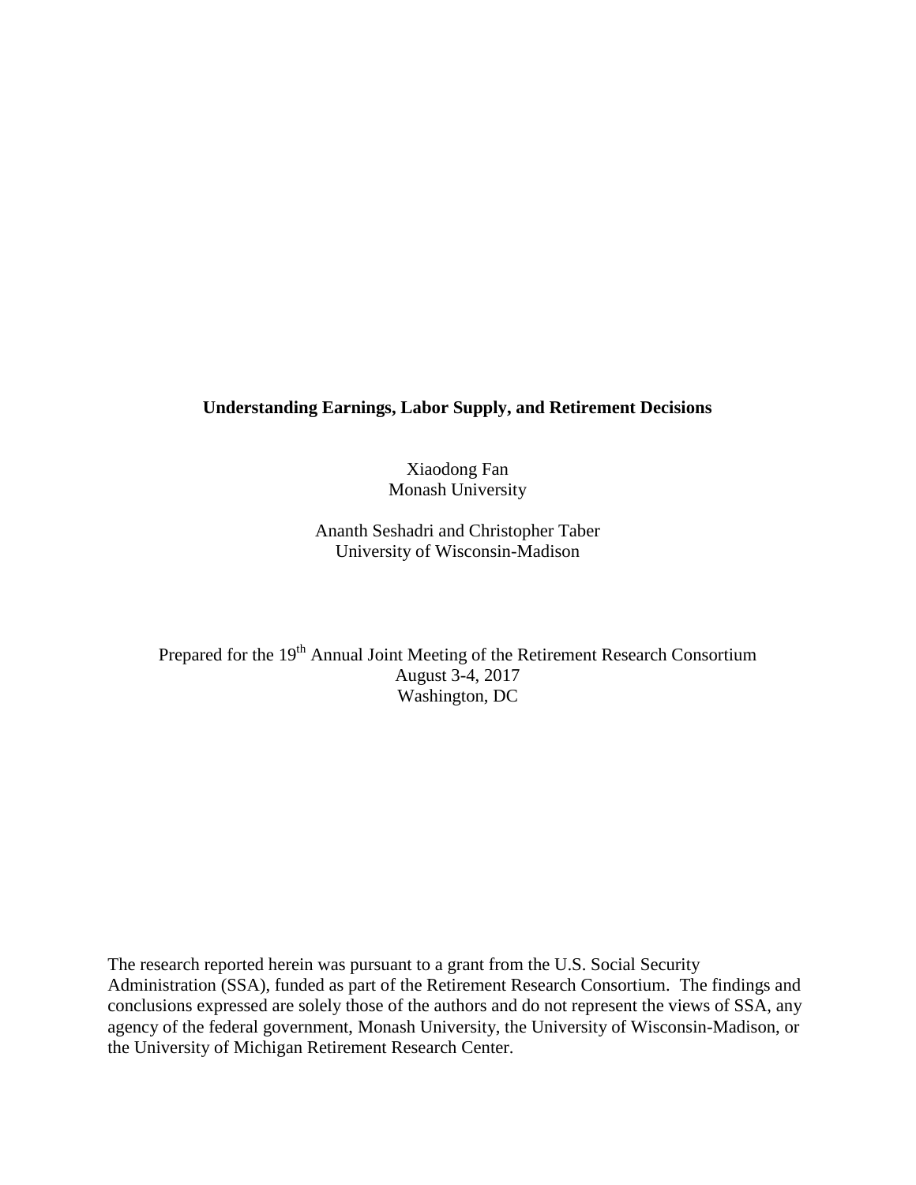# Understanding Earnings, Labor Supply, and Retirement Decisions

Xiaodong Fan
Monash University

Ananth Seshadri and Christopher Taber
University of Wisconsin-Madison

Prepared for the 19th Annual Joint Meeting of the Retirement Research Consortium
August 3-4, 2017
Washington, DC

The research reported herein was pursuant to a grant from the U.S. Social Security Administration (SSA), funded as part of the Retirement Research Consortium. The findings and conclusions expressed are solely those of the authors and do not represent the views of SSA, any agency of the federal government, Monash University, the University of Wisconsin-Madison, or the University of Michigan Retirement Research Center.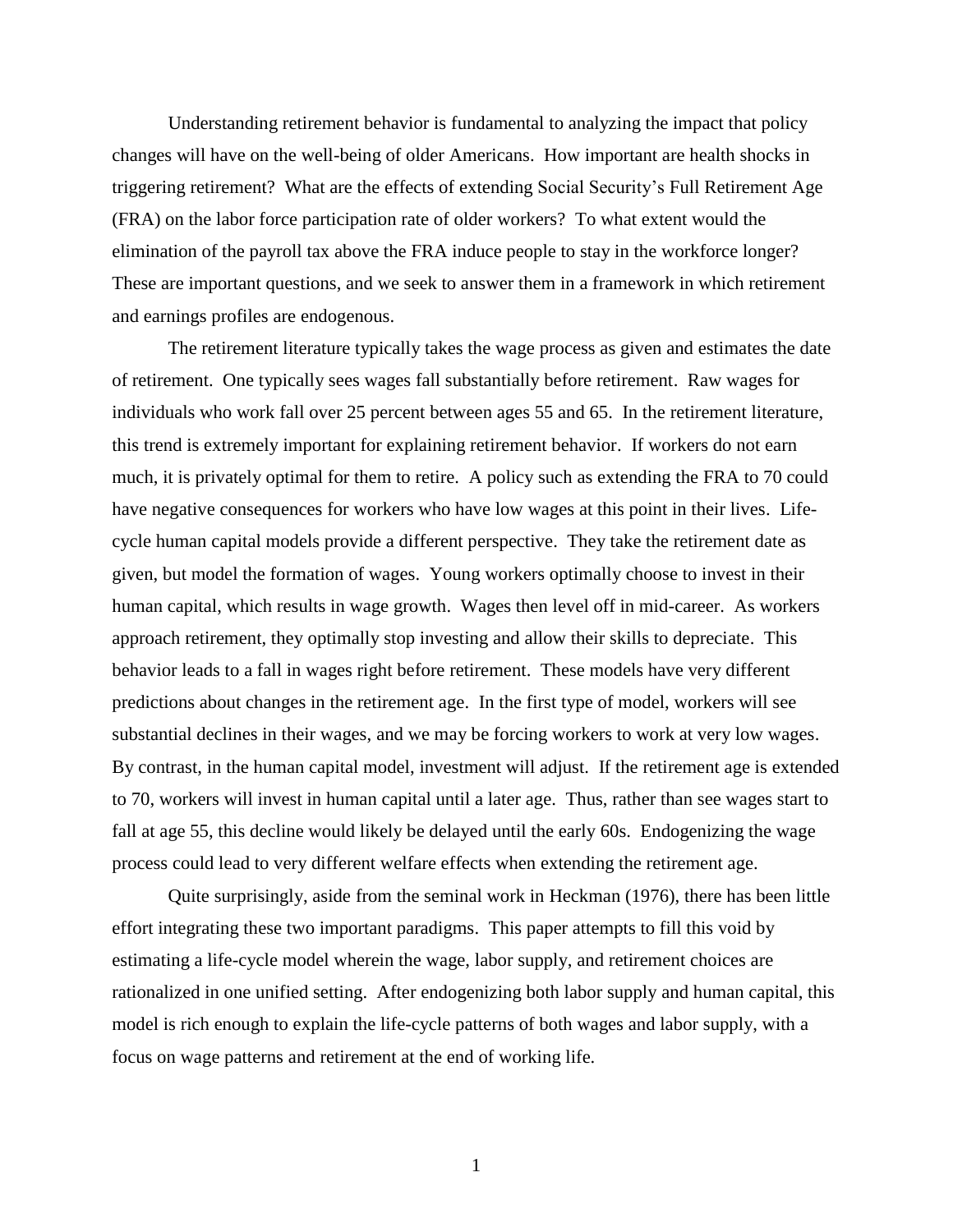Understanding retirement behavior is fundamental to analyzing the impact that policy changes will have on the well-being of older Americans. How important are health shocks in triggering retirement? What are the effects of extending Social Security's Full Retirement Age (FRA) on the labor force participation rate of older workers? To what extent would the elimination of the payroll tax above the FRA induce people to stay in the workforce longer? These are important questions, and we seek to answer them in a framework in which retirement and earnings profiles are endogenous.

The retirement literature typically takes the wage process as given and estimates the date of retirement. One typically sees wages fall substantially before retirement. Raw wages for individuals who work fall over 25 percent between ages 55 and 65. In the retirement literature, this trend is extremely important for explaining retirement behavior. If workers do not earn much, it is privately optimal for them to retire. A policy such as extending the FRA to 70 could have negative consequences for workers who have low wages at this point in their lives. Life-cycle human capital models provide a different perspective. They take the retirement date as given, but model the formation of wages. Young workers optimally choose to invest in their human capital, which results in wage growth. Wages then level off in mid-career. As workers approach retirement, they optimally stop investing and allow their skills to depreciate. This behavior leads to a fall in wages right before retirement. These models have very different predictions about changes in the retirement age. In the first type of model, workers will see substantial declines in their wages, and we may be forcing workers to work at very low wages. By contrast, in the human capital model, investment will adjust. If the retirement age is extended to 70, workers will invest in human capital until a later age. Thus, rather than see wages start to fall at age 55, this decline would likely be delayed until the early 60s. Endogenizing the wage process could lead to very different welfare effects when extending the retirement age.

Quite surprisingly, aside from the seminal work in Heckman (1976), there has been little effort integrating these two important paradigms. This paper attempts to fill this void by estimating a life-cycle model wherein the wage, labor supply, and retirement choices are rationalized in one unified setting. After endogenizing both labor supply and human capital, this model is rich enough to explain the life-cycle patterns of both wages and labor supply, with a focus on wage patterns and retirement at the end of working life.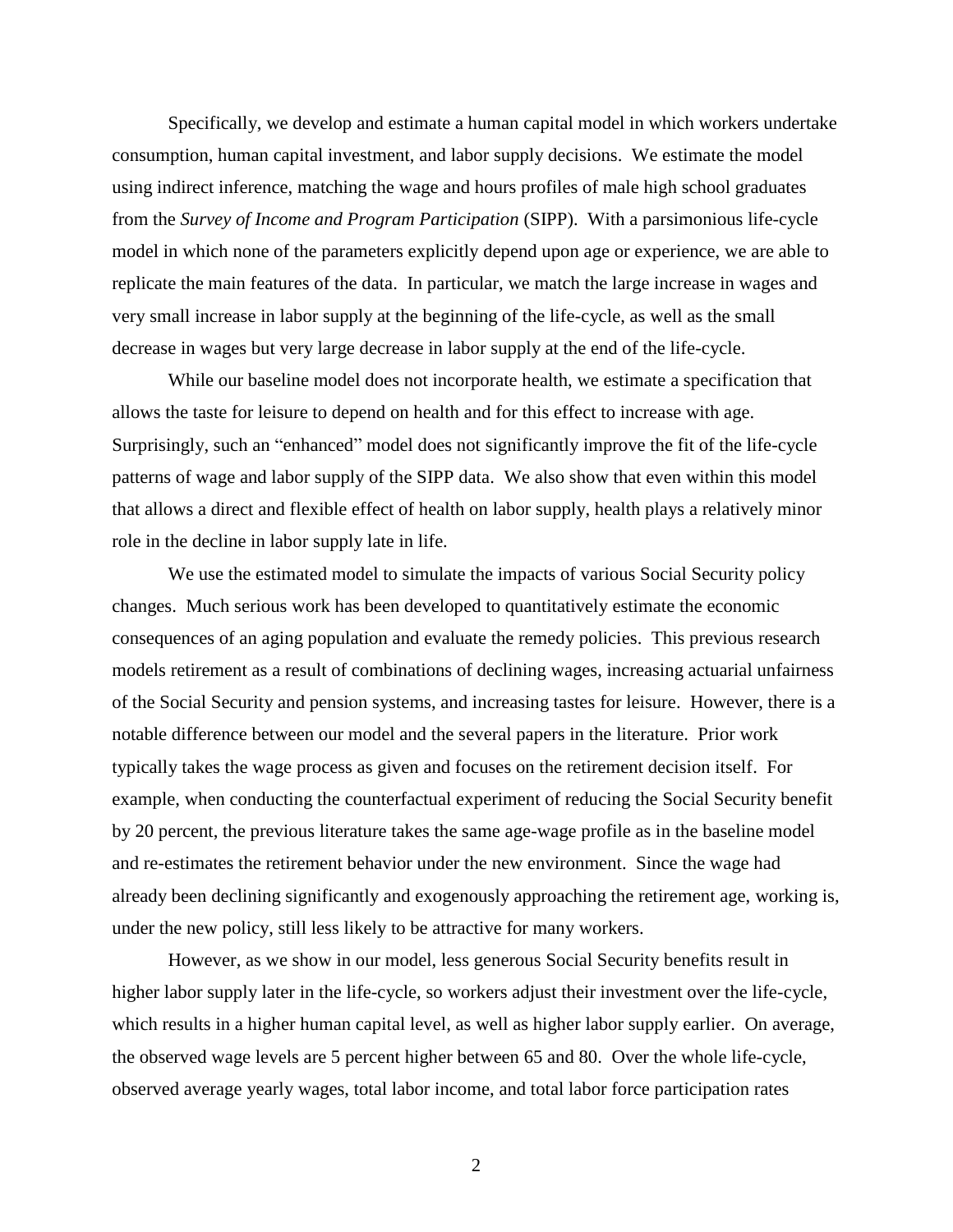Specifically, we develop and estimate a human capital model in which workers undertake consumption, human capital investment, and labor supply decisions. We estimate the model using indirect inference, matching the wage and hours profiles of male high school graduates from the *Survey of Income and Program Participation* (SIPP). With a parsimonious life-cycle model in which none of the parameters explicitly depend upon age or experience, we are able to replicate the main features of the data. In particular, we match the large increase in wages and very small increase in labor supply at the beginning of the life-cycle, as well as the small decrease in wages but very large decrease in labor supply at the end of the life-cycle.

While our baseline model does not incorporate health, we estimate a specification that allows the taste for leisure to depend on health and for this effect to increase with age. Surprisingly, such an "enhanced" model does not significantly improve the fit of the life-cycle patterns of wage and labor supply of the SIPP data. We also show that even within this model that allows a direct and flexible effect of health on labor supply, health plays a relatively minor role in the decline in labor supply late in life.

We use the estimated model to simulate the impacts of various Social Security policy changes. Much serious work has been developed to quantitatively estimate the economic consequences of an aging population and evaluate the remedy policies. This previous research models retirement as a result of combinations of declining wages, increasing actuarial unfairness of the Social Security and pension systems, and increasing tastes for leisure. However, there is a notable difference between our model and the several papers in the literature. Prior work typically takes the wage process as given and focuses on the retirement decision itself. For example, when conducting the counterfactual experiment of reducing the Social Security benefit by 20 percent, the previous literature takes the same age-wage profile as in the baseline model and re-estimates the retirement behavior under the new environment. Since the wage had already been declining significantly and exogenously approaching the retirement age, working is, under the new policy, still less likely to be attractive for many workers.

However, as we show in our model, less generous Social Security benefits result in higher labor supply later in the life-cycle, so workers adjust their investment over the life-cycle, which results in a higher human capital level, as well as higher labor supply earlier. On average, the observed wage levels are 5 percent higher between 65 and 80. Over the whole life-cycle, observed average yearly wages, total labor income, and total labor force participation rates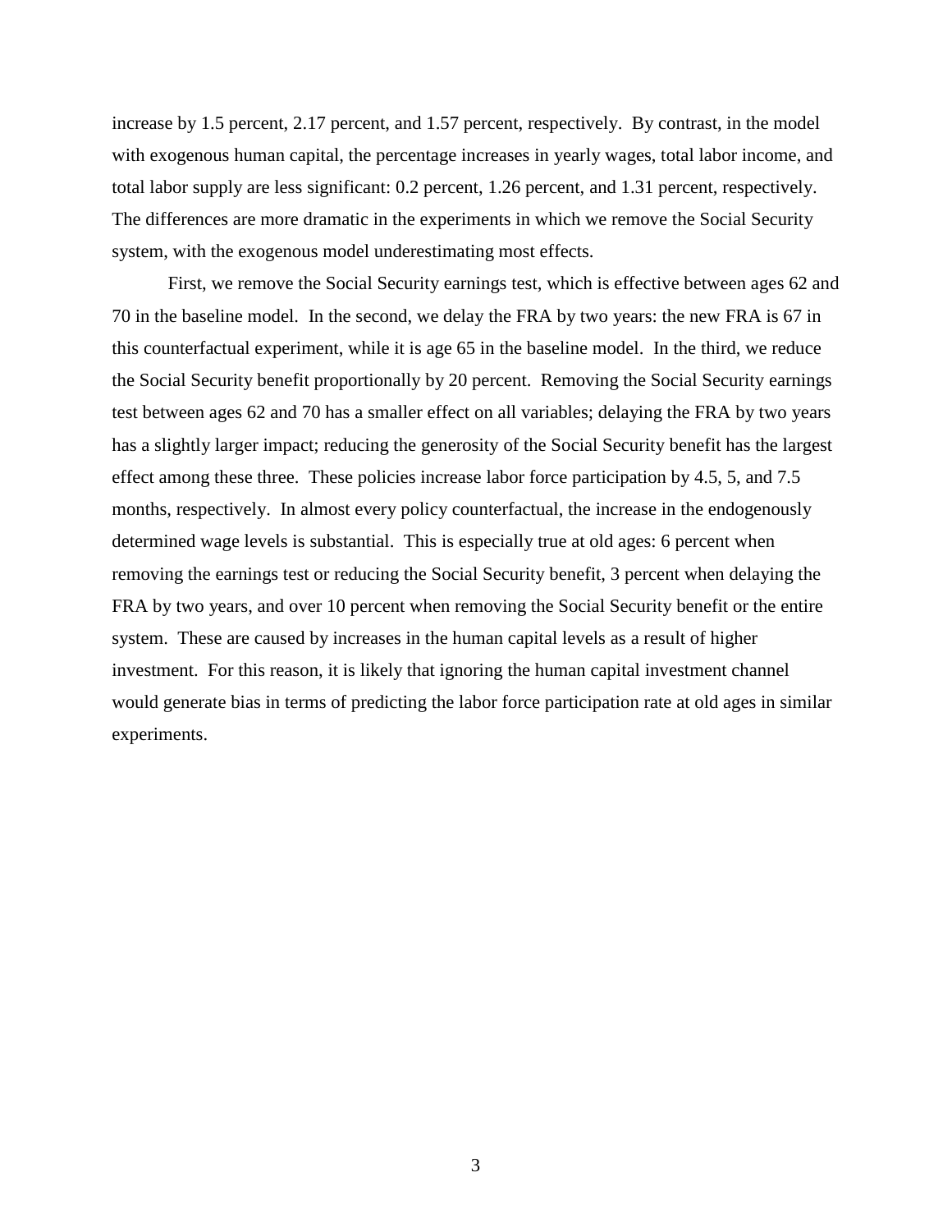increase by 1.5 percent, 2.17 percent, and 1.57 percent, respectively. By contrast, in the model with exogenous human capital, the percentage increases in yearly wages, total labor income, and total labor supply are less significant: 0.2 percent, 1.26 percent, and 1.31 percent, respectively. The differences are more dramatic in the experiments in which we remove the Social Security system, with the exogenous model underestimating most effects.

First, we remove the Social Security earnings test, which is effective between ages 62 and 70 in the baseline model. In the second, we delay the FRA by two years: the new FRA is 67 in this counterfactual experiment, while it is age 65 in the baseline model. In the third, we reduce the Social Security benefit proportionally by 20 percent. Removing the Social Security earnings test between ages 62 and 70 has a smaller effect on all variables; delaying the FRA by two years has a slightly larger impact; reducing the generosity of the Social Security benefit has the largest effect among these three. These policies increase labor force participation by 4.5, 5, and 7.5 months, respectively. In almost every policy counterfactual, the increase in the endogenously determined wage levels is substantial. This is especially true at old ages: 6 percent when removing the earnings test or reducing the Social Security benefit, 3 percent when delaying the FRA by two years, and over 10 percent when removing the Social Security benefit or the entire system. These are caused by increases in the human capital levels as a result of higher investment. For this reason, it is likely that ignoring the human capital investment channel would generate bias in terms of predicting the labor force participation rate at old ages in similar experiments.